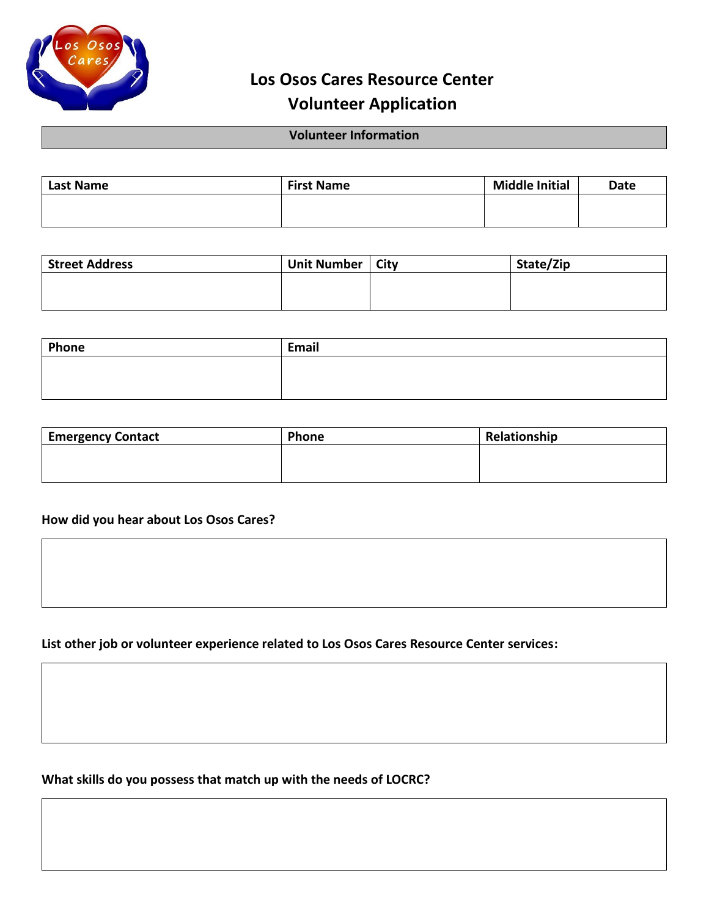# Los Osos Cares Resource Center
# Volunteer Application

## Volunteer Information

| Last Name | First Name | Middle Initial | Date |
|---|---|---|---|
| | | | |

| Street Address | Unit Number | City | State/Zip |
|---|---|---|---|
| | | | |

| Phone | Email |
|---|---|
| | |

| Emergency Contact | Phone | Relationship |
|---|---|---|
| | | |

**How did you hear about Los Osos Cares?**

| |
|---|
| |

**List other job or volunteer experience related to Los Osos Cares Resource Center services:**

| |
|---|
| |

**What skills do you possess that match up with the needs of LOCRC?**

| |
|---|
| |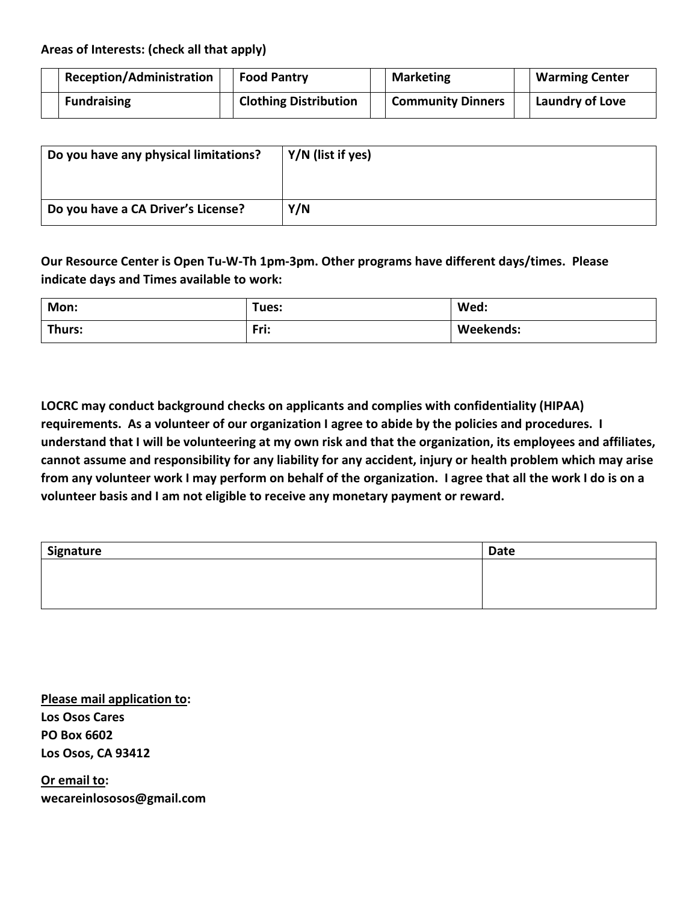**Areas of Interests: (check all that apply)**

| | | | | | | | |
|---|---|---|---|---|---|---|---|
| | **Reception/Administration** | | **Food Pantry** | | **Marketing** | | **Warming Center** |
| | **Fundraising** | | **Clothing Distribution** | | **Community Dinners** | | **Laundry of Love** |

| | |
|---|---|
| **Do you have any physical limitations?** | **Y/N (list if yes)** |
| **Do you have a CA Driver's License?** | **Y/N** |

**Our Resource Center is Open Tu-W-Th 1pm-3pm. Other programs have different days/times. Please indicate days and Times available to work:**

| | | |
|---|---|---|
| **Mon:** | **Tues:** | **Wed:** |
| **Thurs:** | **Fri:** | **Weekends:** |

**LOCRC may conduct background checks on applicants and complies with confidentiality (HIPAA) requirements. As a volunteer of our organization I agree to abide by the policies and procedures. I understand that I will be volunteering at my own risk and that the organization, its employees and affiliates, cannot assume and responsibility for any liability for any accident, injury or health problem which may arise from any volunteer work I may perform on behalf of the organization. I agree that all the work I do is on a volunteer basis and I am not eligible to receive any monetary payment or reward.**

| **Signature** | **Date** |
|---|---|
| | |

**<u>Please mail application to</u>:**
**Los Osos Cares**
**PO Box 6602**
**Los Osos, CA 93412**

**<u>Or email to</u>:**
**wecareinlososos@gmail.com**